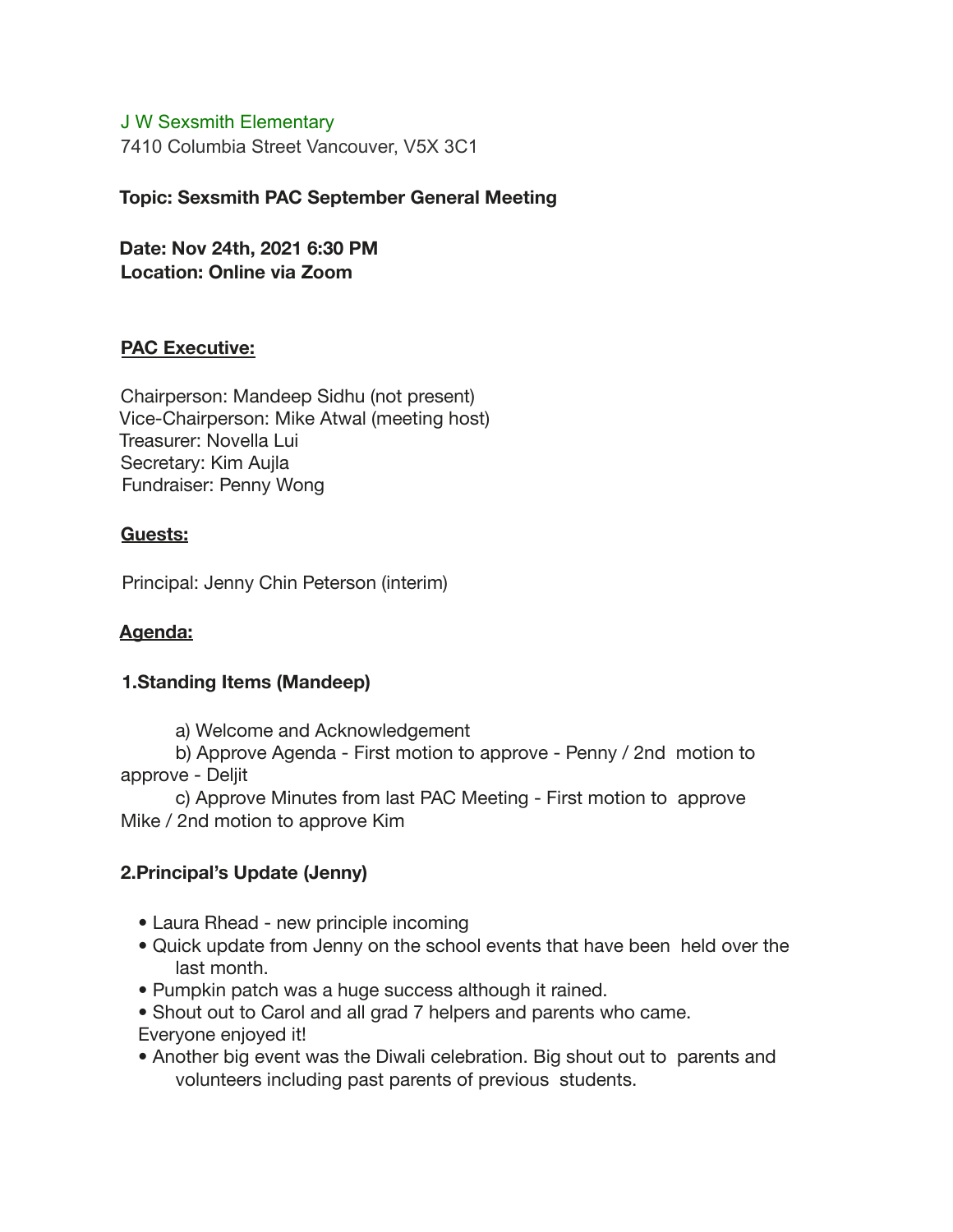J W Sexsmith Elementary

7410 Columbia Street Vancouver, V5X 3C1

**Topic: Sexsmith PAC September General Meeting**

**Date: Nov 24th, 2021 6:30 PM**
**Location: Online via Zoom**

## **PAC Executive:**

Chairperson: Mandeep Sidhu (not present)
Vice-Chairperson: Mike Atwal (meeting host)
Treasurer: Novella Lui
Secretary: Kim Aujla
Fundraiser: Penny Wong

## **Guests:**

Principal: Jenny Chin Peterson (interim)

## **Agenda:**

### **1.Standing Items (Mandeep)**

a) Welcome and Acknowledgement
b) Approve Agenda - First motion to approve - Penny / 2nd motion to approve - Deljit
c) Approve Minutes from last PAC Meeting - First motion to approve Mike / 2nd motion to approve Kim

### **2.Principal's Update (Jenny)**

- Laura Rhead - new principle incoming
- Quick update from Jenny on the school events that have been held over the last month.
- Pumpkin patch was a huge success although it rained.
- Shout out to Carol and all grad 7 helpers and parents who came. Everyone enjoyed it!
- Another big event was the Diwali celebration. Big shout out to parents and volunteers including past parents of previous students.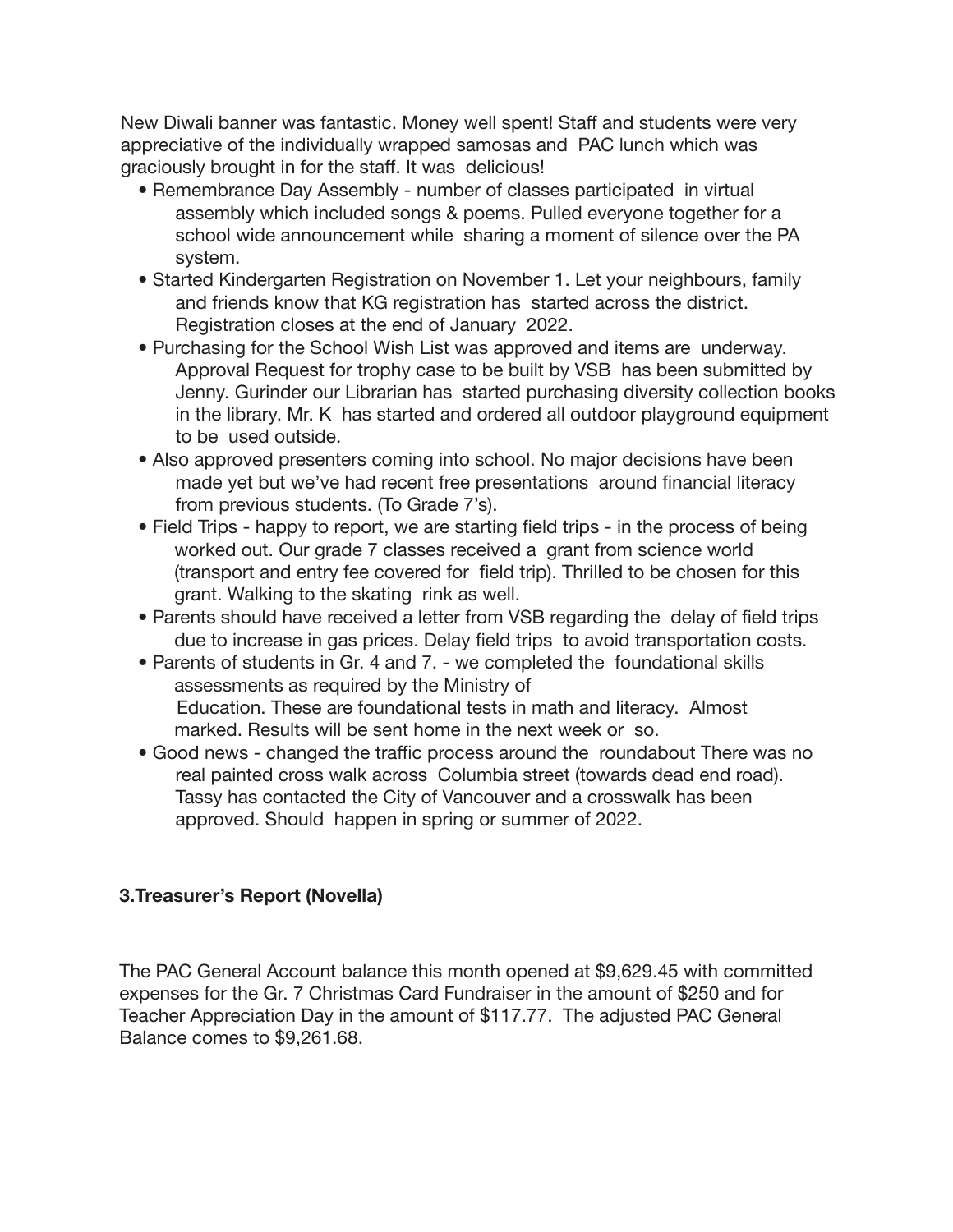New Diwali banner was fantastic. Money well spent! Staff and students were very appreciative of the individually wrapped samosas and PAC lunch which was graciously brought in for the staff. It was delicious!

- Remembrance Day Assembly - number of classes participated in virtual assembly which included songs & poems. Pulled everyone together for a school wide announcement while sharing a moment of silence over the PA system.
- Started Kindergarten Registration on November 1. Let your neighbours, family and friends know that KG registration has started across the district. Registration closes at the end of January 2022.
- Purchasing for the School Wish List was approved and items are underway. Approval Request for trophy case to be built by VSB has been submitted by Jenny. Gurinder our Librarian has started purchasing diversity collection books in the library. Mr. K has started and ordered all outdoor playground equipment to be used outside.
- Also approved presenters coming into school. No major decisions have been made yet but we've had recent free presentations around financial literacy from previous students. (To Grade 7's).
- Field Trips - happy to report, we are starting field trips - in the process of being worked out. Our grade 7 classes received a grant from science world (transport and entry fee covered for field trip). Thrilled to be chosen for this grant. Walking to the skating rink as well.
- Parents should have received a letter from VSB regarding the delay of field trips due to increase in gas prices. Delay field trips to avoid transportation costs.
- Parents of students in Gr. 4 and 7. - we completed the foundational skills assessments as required by the Ministry of Education. These are foundational tests in math and literacy. Almost marked. Results will be sent home in the next week or so.
- Good news - changed the traffic process around the roundabout There was no real painted cross walk across Columbia street (towards dead end road). Tassy has contacted the City of Vancouver and a crosswalk has been approved. Should happen in spring or summer of 2022.

### 3.Treasurer's Report (Novella)

The PAC General Account balance this month opened at $9,629.45 with committed expenses for the Gr. 7 Christmas Card Fundraiser in the amount of $250 and for Teacher Appreciation Day in the amount of $117.77. The adjusted PAC General Balance comes to $9,261.68.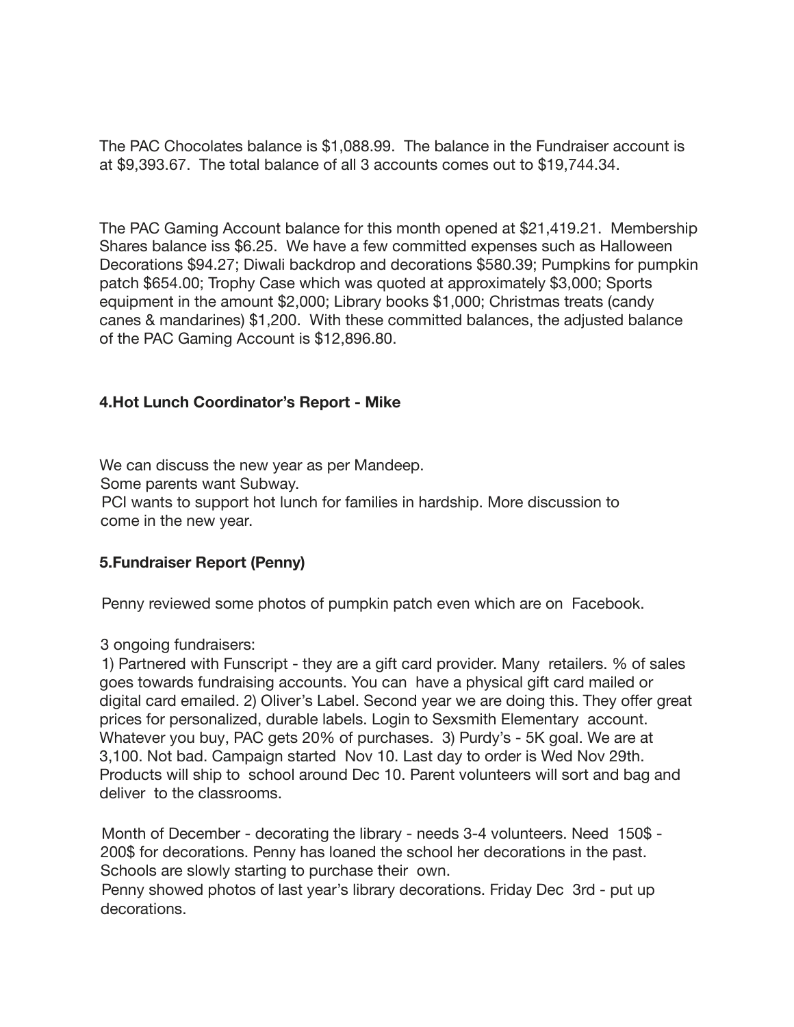The PAC Chocolates balance is $1,088.99. The balance in the Fundraiser account is at $9,393.67. The total balance of all 3 accounts comes out to $19,744.34.

The PAC Gaming Account balance for this month opened at $21,419.21. Membership Shares balance iss $6.25. We have a few committed expenses such as Halloween Decorations $94.27; Diwali backdrop and decorations $580.39; Pumpkins for pumpkin patch $654.00; Trophy Case which was quoted at approximately $3,000; Sports equipment in the amount $2,000; Library books $1,000; Christmas treats (candy canes & mandarines) $1,200. With these committed balances, the adjusted balance of the PAC Gaming Account is $12,896.80.

**4.Hot Lunch Coordinator's Report - Mike**

We can discuss the new year as per Mandeep.
Some parents want Subway.
PCI wants to support hot lunch for families in hardship. More discussion to come in the new year.

**5.Fundraiser Report (Penny)**

Penny reviewed some photos of pumpkin patch even which are on Facebook.

3 ongoing fundraisers:
1) Partnered with Funscript - they are a gift card provider. Many retailers. % of sales goes towards fundraising accounts. You can have a physical gift card mailed or digital card emailed. 2) Oliver's Label. Second year we are doing this. They offer great prices for personalized, durable labels. Login to Sexsmith Elementary account. Whatever you buy, PAC gets 20% of purchases. 3) Purdy's - 5K goal. We are at 3,100. Not bad. Campaign started Nov 10. Last day to order is Wed Nov 29th. Products will ship to school around Dec 10. Parent volunteers will sort and bag and deliver to the classrooms.

Month of December - decorating the library - needs 3-4 volunteers. Need 150$ - 200$ for decorations. Penny has loaned the school her decorations in the past. Schools are slowly starting to purchase their own.
Penny showed photos of last year's library decorations. Friday Dec 3rd - put up decorations.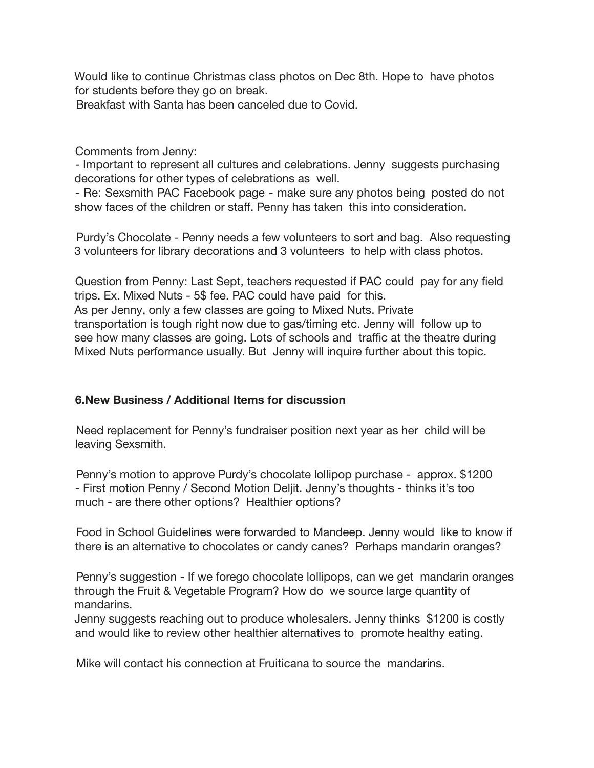Would like to continue Christmas class photos on Dec 8th. Hope to have photos for students before they go on break.
Breakfast with Santa has been canceled due to Covid.

Comments from Jenny:
- Important to represent all cultures and celebrations. Jenny suggests purchasing decorations for other types of celebrations as well.
- Re: Sexsmith PAC Facebook page - make sure any photos being posted do not show faces of the children or staff. Penny has taken this into consideration.

Purdy's Chocolate - Penny needs a few volunteers to sort and bag. Also requesting 3 volunteers for library decorations and 3 volunteers to help with class photos.

Question from Penny: Last Sept, teachers requested if PAC could pay for any field trips. Ex. Mixed Nuts - 5$ fee. PAC could have paid for this.
As per Jenny, only a few classes are going to Mixed Nuts. Private transportation is tough right now due to gas/timing etc. Jenny will follow up to see how many classes are going. Lots of schools and traffic at the theatre during Mixed Nuts performance usually. But Jenny will inquire further about this topic.

**6.New Business / Additional Items for discussion**

Need replacement for Penny's fundraiser position next year as her child will be leaving Sexsmith.

Penny's motion to approve Purdy's chocolate lollipop purchase - approx. $1200
- First motion Penny / Second Motion Deljit. Jenny's thoughts - thinks it's too much - are there other options? Healthier options?

Food in School Guidelines were forwarded to Mandeep. Jenny would like to know if there is an alternative to chocolates or candy canes? Perhaps mandarin oranges?

Penny's suggestion - If we forego chocolate lollipops, can we get mandarin oranges through the Fruit & Vegetable Program? How do we source large quantity of mandarins.
Jenny suggests reaching out to produce wholesalers. Jenny thinks $1200 is costly and would like to review other healthier alternatives to promote healthy eating.

Mike will contact his connection at Fruiticana to source the mandarins.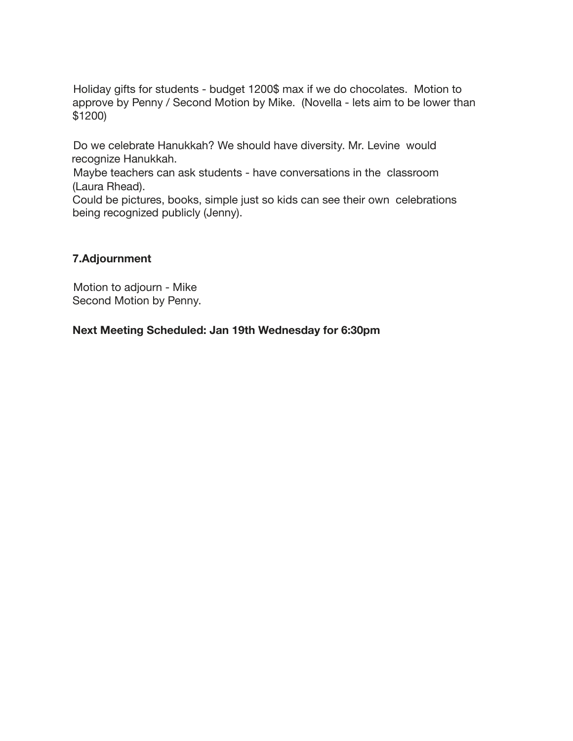Holiday gifts for students - budget 1200$ max if we do chocolates. Motion to approve by Penny / Second Motion by Mike. (Novella - lets aim to be lower than $1200)

Do we celebrate Hanukkah? We should have diversity. Mr. Levine would recognize Hanukkah.
Maybe teachers can ask students - have conversations in the classroom (Laura Rhead).
Could be pictures, books, simple just so kids can see their own celebrations being recognized publicly (Jenny).

**7.Adjournment**

Motion to adjourn - Mike
Second Motion by Penny.

**Next Meeting Scheduled: Jan 19th Wednesday for 6:30pm**